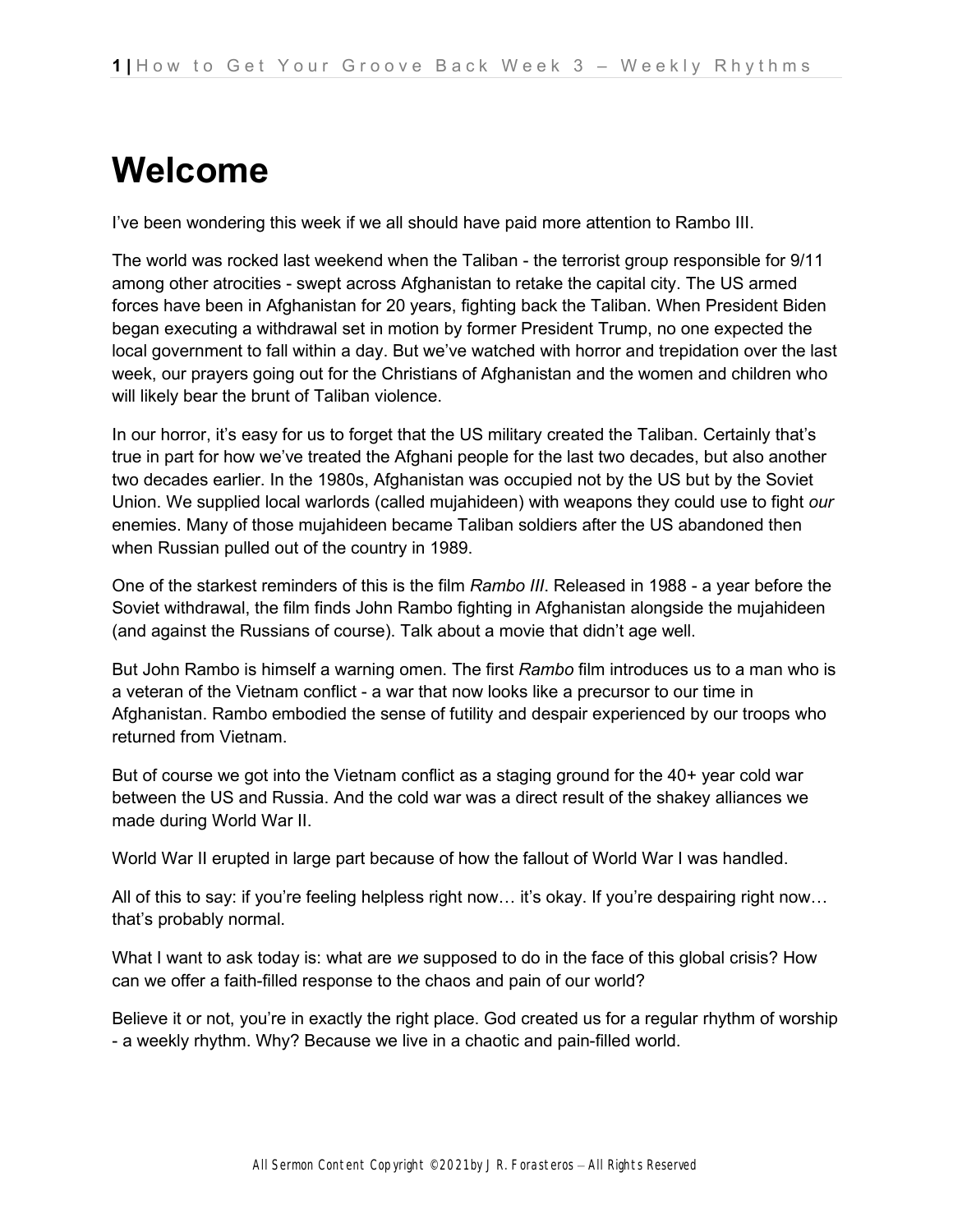# Welcome

I've been wondering this week if we all should have paid more attention to Rambo III.

The world was rocked last weekend when the Taliban - the terrorist group responsible for 9/11 among other atrocities - swept across Afghanistan to retake the capital city. The US armed forces have been in Afghanistan for 20 years, fighting back the Taliban. When President Biden began executing a withdrawal set in motion by former President Trump, no one expected the local government to fall within a day. But we've watched with horror and trepidation over the last week, our prayers going out for the Christians of Afghanistan and the women and children who will likely bear the brunt of Taliban violence.

In our horror, it's easy for us to forget that the US military created the Taliban. Certainly that's true in part for how we've treated the Afghani people for the last two decades, but also another two decades earlier. In the 1980s, Afghanistan was occupied not by the US but by the Soviet Union. We supplied local warlords (called mujahideen) with weapons they could use to fight *our* enemies. Many of those mujahideen became Taliban soldiers after the US abandoned then when Russian pulled out of the country in 1989.

One of the starkest reminders of this is the film *Rambo III*. Released in 1988 - a year before the Soviet withdrawal, the film finds John Rambo fighting in Afghanistan alongside the mujahideen (and against the Russians of course). Talk about a movie that didn't age well.

But John Rambo is himself a warning omen. The first *Rambo* film introduces us to a man who is a veteran of the Vietnam conflict - a war that now looks like a precursor to our time in Afghanistan. Rambo embodied the sense of futility and despair experienced by our troops who returned from Vietnam.

But of course we got into the Vietnam conflict as a staging ground for the 40+ year cold war between the US and Russia. And the cold war was a direct result of the shakey alliances we made during World War II.

World War II erupted in large part because of how the fallout of World War I was handled.

All of this to say: if you're feeling helpless right now… it's okay. If you're despairing right now… that's probably normal.

What I want to ask today is: what are *we* supposed to do in the face of this global crisis? How can we offer a faith-filled response to the chaos and pain of our world?

Believe it or not, you're in exactly the right place. God created us for a regular rhythm of worship - a weekly rhythm. Why? Because we live in a chaotic and pain-filled world.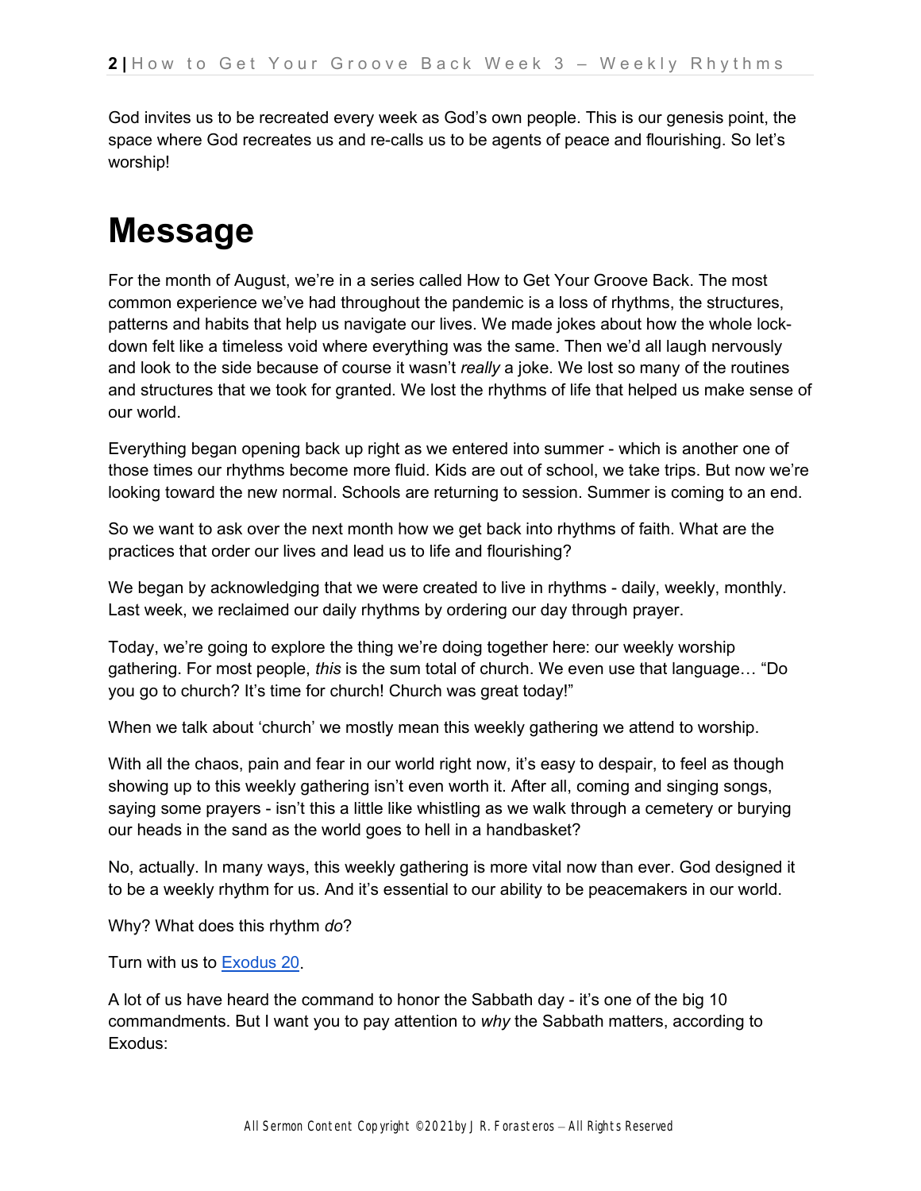God invites us to be recreated every week as God's own people. This is our genesis point, the space where God recreates us and re-calls us to be agents of peace and flourishing. So let's worship!

# Message

For the month of August, we're in a series called How to Get Your Groove Back. The most common experience we've had throughout the pandemic is a loss of rhythms, the structures, patterns and habits that help us navigate our lives. We made jokes about how the whole lock-down felt like a timeless void where everything was the same. Then we'd all laugh nervously and look to the side because of course it wasn't *really* a joke. We lost so many of the routines and structures that we took for granted. We lost the rhythms of life that helped us make sense of our world.

Everything began opening back up right as we entered into summer - which is another one of those times our rhythms become more fluid. Kids are out of school, we take trips. But now we're looking toward the new normal. Schools are returning to session. Summer is coming to an end.

So we want to ask over the next month how we get back into rhythms of faith. What are the practices that order our lives and lead us to life and flourishing?

We began by acknowledging that we were created to live in rhythms - daily, weekly, monthly. Last week, we reclaimed our daily rhythms by ordering our day through prayer.

Today, we're going to explore the thing we're doing together here: our weekly worship gathering. For most people, *this* is the sum total of church. We even use that language… "Do you go to church? It's time for church! Church was great today!"

When we talk about 'church' we mostly mean this weekly gathering we attend to worship.

With all the chaos, pain and fear in our world right now, it's easy to despair, to feel as though showing up to this weekly gathering isn't even worth it. After all, coming and singing songs, saying some prayers - isn't this a little like whistling as we walk through a cemetery or burying our heads in the sand as the world goes to hell in a handbasket?

No, actually. In many ways, this weekly gathering is more vital now than ever. God designed it to be a weekly rhythm for us. And it's essential to our ability to be peacemakers in our world.

Why? What does this rhythm *do*?

Turn with us to Exodus 20.

A lot of us have heard the command to honor the Sabbath day - it's one of the big 10 commandments. But I want you to pay attention to *why* the Sabbath matters, according to Exodus: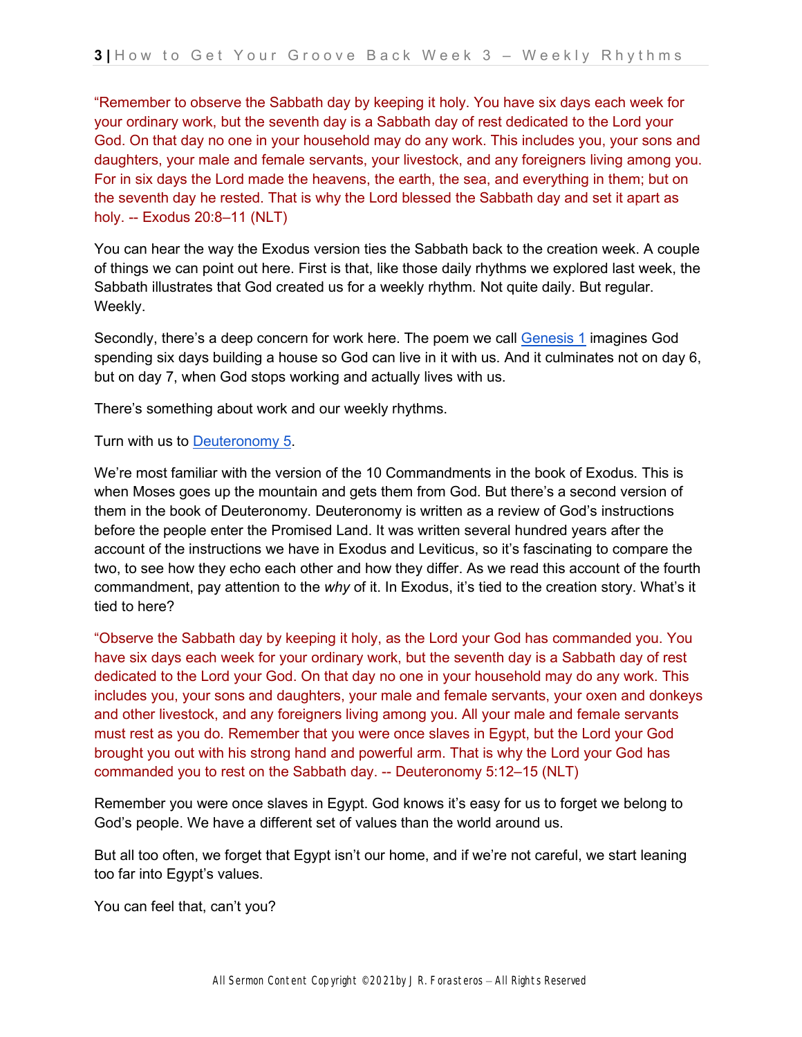"Remember to observe the Sabbath day by keeping it holy. You have six days each week for your ordinary work, but the seventh day is a Sabbath day of rest dedicated to the Lord your God. On that day no one in your household may do any work. This includes you, your sons and daughters, your male and female servants, your livestock, and any foreigners living among you. For in six days the Lord made the heavens, the earth, the sea, and everything in them; but on the seventh day he rested. That is why the Lord blessed the Sabbath day and set it apart as holy. -- Exodus 20:8–11 (NLT)

You can hear the way the Exodus version ties the Sabbath back to the creation week. A couple of things we can point out here. First is that, like those daily rhythms we explored last week, the Sabbath illustrates that God created us for a weekly rhythm. Not quite daily. But regular. Weekly.

Secondly, there's a deep concern for work here. The poem we call Genesis 1 imagines God spending six days building a house so God can live in it with us. And it culminates not on day 6, but on day 7, when God stops working and actually lives with us.

There's something about work and our weekly rhythms.

Turn with us to Deuteronomy 5.

We're most familiar with the version of the 10 Commandments in the book of Exodus. This is when Moses goes up the mountain and gets them from God. But there's a second version of them in the book of Deuteronomy. Deuteronomy is written as a review of God's instructions before the people enter the Promised Land. It was written several hundred years after the account of the instructions we have in Exodus and Leviticus, so it's fascinating to compare the two, to see how they echo each other and how they differ. As we read this account of the fourth commandment, pay attention to the *why* of it. In Exodus, it's tied to the creation story. What's it tied to here?

"Observe the Sabbath day by keeping it holy, as the Lord your God has commanded you. You have six days each week for your ordinary work, but the seventh day is a Sabbath day of rest dedicated to the Lord your God. On that day no one in your household may do any work. This includes you, your sons and daughters, your male and female servants, your oxen and donkeys and other livestock, and any foreigners living among you. All your male and female servants must rest as you do. Remember that you were once slaves in Egypt, but the Lord your God brought you out with his strong hand and powerful arm. That is why the Lord your God has commanded you to rest on the Sabbath day. -- Deuteronomy 5:12–15 (NLT)

Remember you were once slaves in Egypt. God knows it's easy for us to forget we belong to God's people. We have a different set of values than the world around us.

But all too often, we forget that Egypt isn't our home, and if we're not careful, we start leaning too far into Egypt's values.

You can feel that, can't you?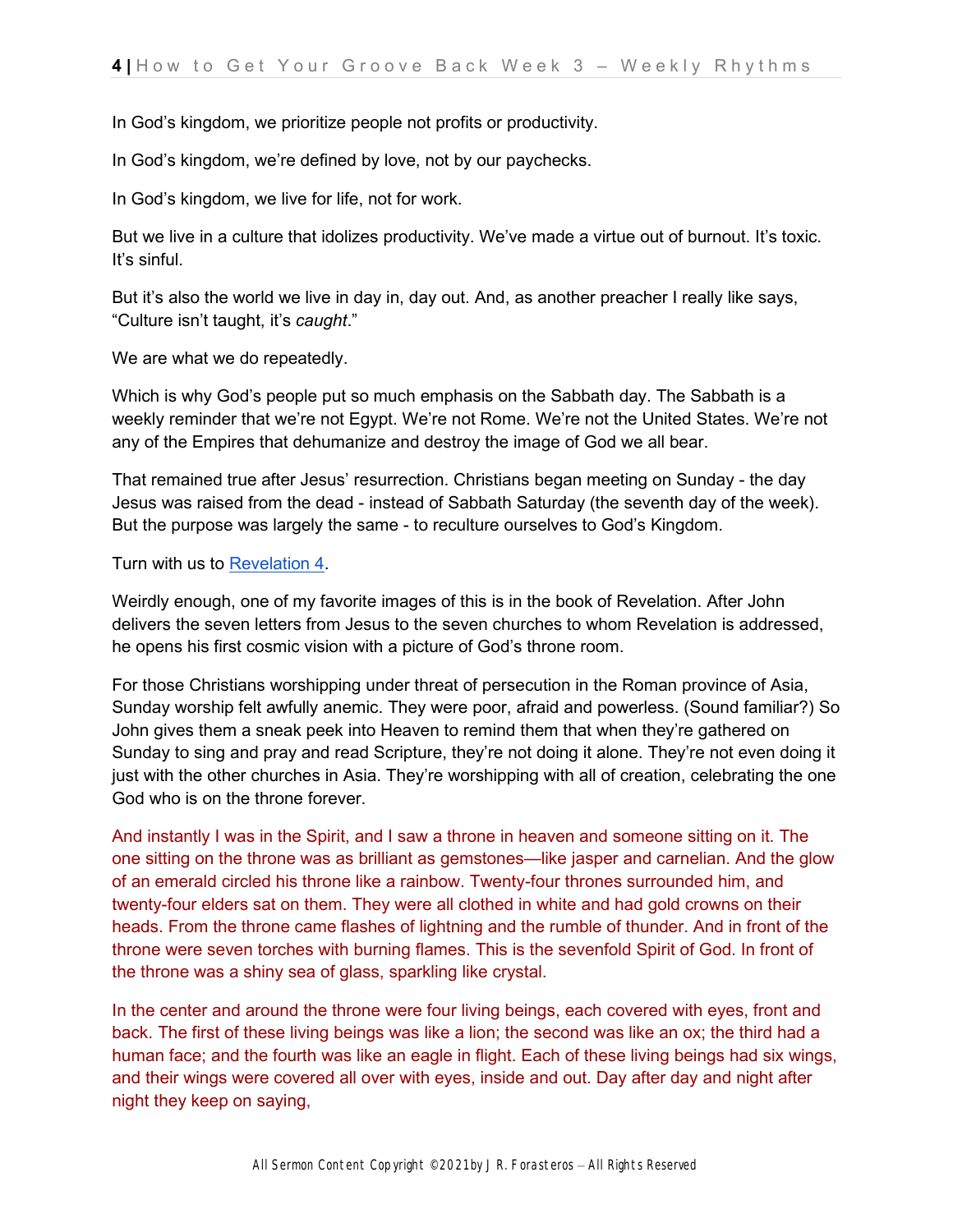In God's kingdom, we prioritize people not profits or productivity.

In God's kingdom, we're defined by love, not by our paychecks.

In God's kingdom, we live for life, not for work.

But we live in a culture that idolizes productivity. We've made a virtue out of burnout. It's toxic. It's sinful.

But it's also the world we live in day in, day out. And, as another preacher I really like says, "Culture isn't taught, it's *caught*."

We are what we do repeatedly.

Which is why God's people put so much emphasis on the Sabbath day. The Sabbath is a weekly reminder that we're not Egypt. We're not Rome. We're not the United States. We're not any of the Empires that dehumanize and destroy the image of God we all bear.

That remained true after Jesus' resurrection. Christians began meeting on Sunday - the day Jesus was raised from the dead - instead of Sabbath Saturday (the seventh day of the week). But the purpose was largely the same - to reculture ourselves to God's Kingdom.

Turn with us to [Revelation 4](Revelation 4).

Weirdly enough, one of my favorite images of this is in the book of Revelation. After John delivers the seven letters from Jesus to the seven churches to whom Revelation is addressed, he opens his first cosmic vision with a picture of God's throne room.

For those Christians worshipping under threat of persecution in the Roman province of Asia, Sunday worship felt awfully anemic. They were poor, afraid and powerless. (Sound familiar?) So John gives them a sneak peek into Heaven to remind them that when they're gathered on Sunday to sing and pray and read Scripture, they're not doing it alone. They're not even doing it just with the other churches in Asia. They're worshipping with all of creation, celebrating the one God who is on the throne forever.

And instantly I was in the Spirit, and I saw a throne in heaven and someone sitting on it. The one sitting on the throne was as brilliant as gemstones—like jasper and carnelian. And the glow of an emerald circled his throne like a rainbow. Twenty-four thrones surrounded him, and twenty-four elders sat on them. They were all clothed in white and had gold crowns on their heads. From the throne came flashes of lightning and the rumble of thunder. And in front of the throne were seven torches with burning flames. This is the sevenfold Spirit of God. In front of the throne was a shiny sea of glass, sparkling like crystal.

In the center and around the throne were four living beings, each covered with eyes, front and back. The first of these living beings was like a lion; the second was like an ox; the third had a human face; and the fourth was like an eagle in flight. Each of these living beings had six wings, and their wings were covered all over with eyes, inside and out. Day after day and night after night they keep on saying,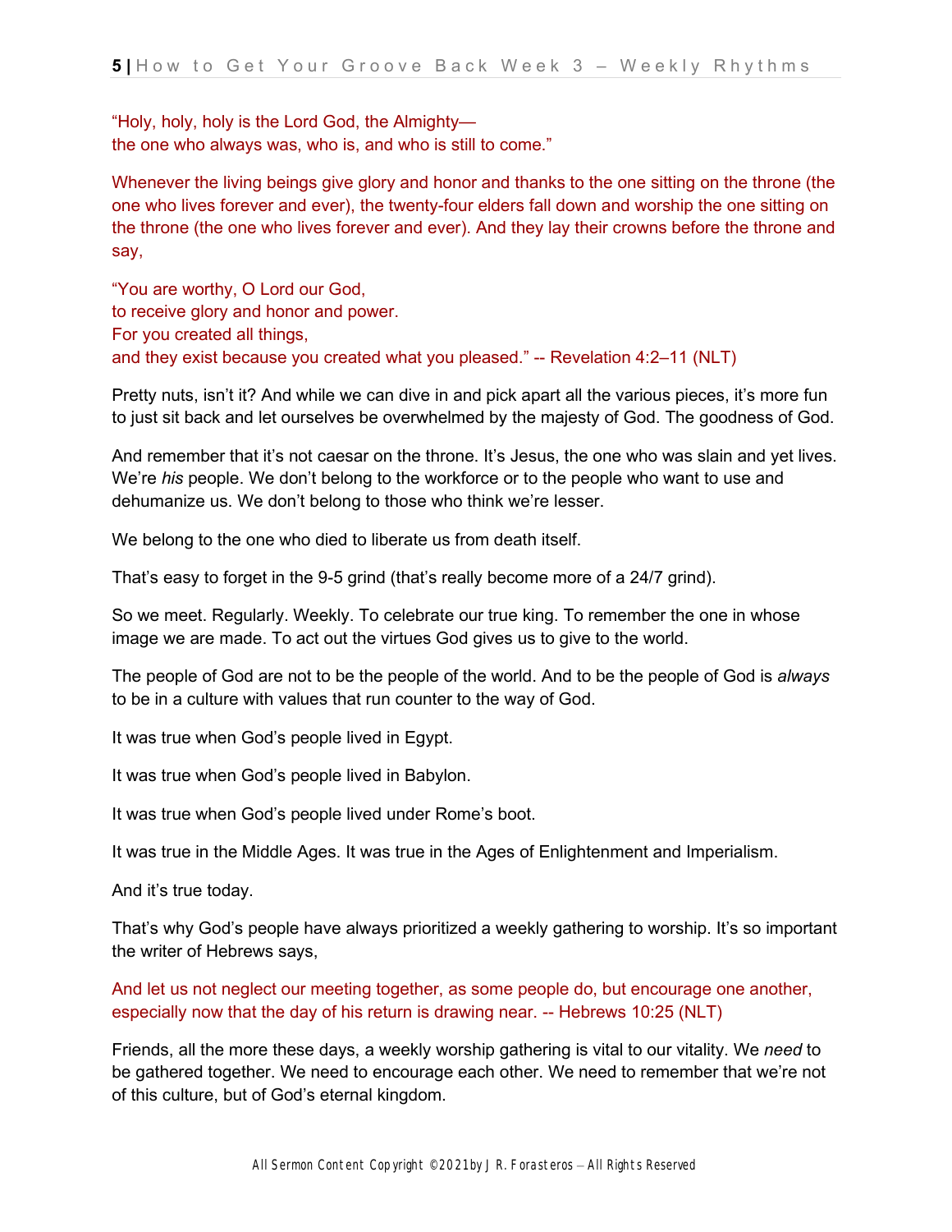"Holy, holy, holy is the Lord God, the Almighty—
the one who always was, who is, and who is still to come."

Whenever the living beings give glory and honor and thanks to the one sitting on the throne (the one who lives forever and ever), the twenty-four elders fall down and worship the one sitting on the throne (the one who lives forever and ever). And they lay their crowns before the throne and say,

"You are worthy, O Lord our God,
to receive glory and honor and power.
For you created all things,
and they exist because you created what you pleased." -- Revelation 4:2–11 (NLT)

Pretty nuts, isn't it? And while we can dive in and pick apart all the various pieces, it's more fun to just sit back and let ourselves be overwhelmed by the majesty of God. The goodness of God.

And remember that it's not caesar on the throne. It's Jesus, the one who was slain and yet lives. We're *his* people. We don't belong to the workforce or to the people who want to use and dehumanize us. We don't belong to those who think we're lesser.

We belong to the one who died to liberate us from death itself.

That's easy to forget in the 9-5 grind (that's really become more of a 24/7 grind).

So we meet. Regularly. Weekly. To celebrate our true king. To remember the one in whose image we are made. To act out the virtues God gives us to give to the world.

The people of God are not to be the people of the world. And to be the people of God is *always* to be in a culture with values that run counter to the way of God.

It was true when God's people lived in Egypt.

It was true when God's people lived in Babylon.

It was true when God's people lived under Rome's boot.

It was true in the Middle Ages. It was true in the Ages of Enlightenment and Imperialism.

And it's true today.

That's why God's people have always prioritized a weekly gathering to worship. It's so important the writer of Hebrews says,

And let us not neglect our meeting together, as some people do, but encourage one another, especially now that the day of his return is drawing near. -- Hebrews 10:25 (NLT)

Friends, all the more these days, a weekly worship gathering is vital to our vitality. We *need* to be gathered together. We need to encourage each other. We need to remember that we're not of this culture, but of God's eternal kingdom.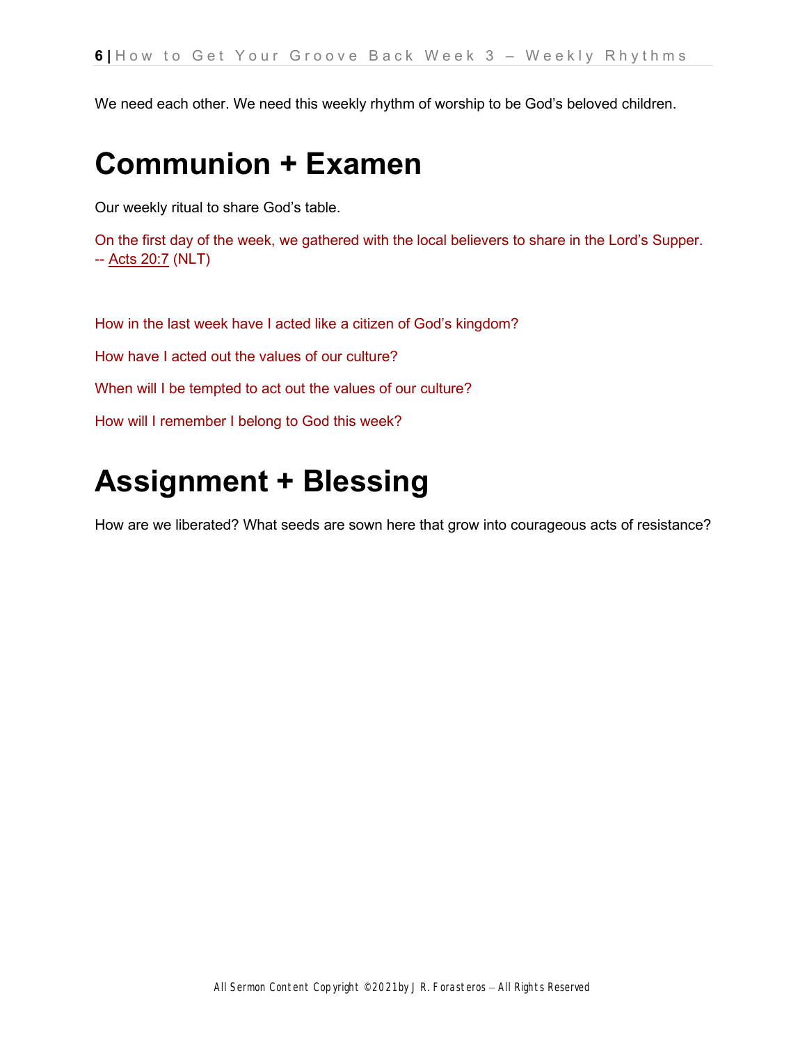We need each other. We need this weekly rhythm of worship to be God's beloved children.

# Communion + Examen

Our weekly ritual to share God's table.

On the first day of the week, we gathered with the local believers to share in the Lord's Supper. -- Acts 20:7 (NLT)

How in the last week have I acted like a citizen of God's kingdom?

How have I acted out the values of our culture?

When will I be tempted to act out the values of our culture?

How will I remember I belong to God this week?

# Assignment + Blessing

How are we liberated? What seeds are sown here that grow into courageous acts of resistance?